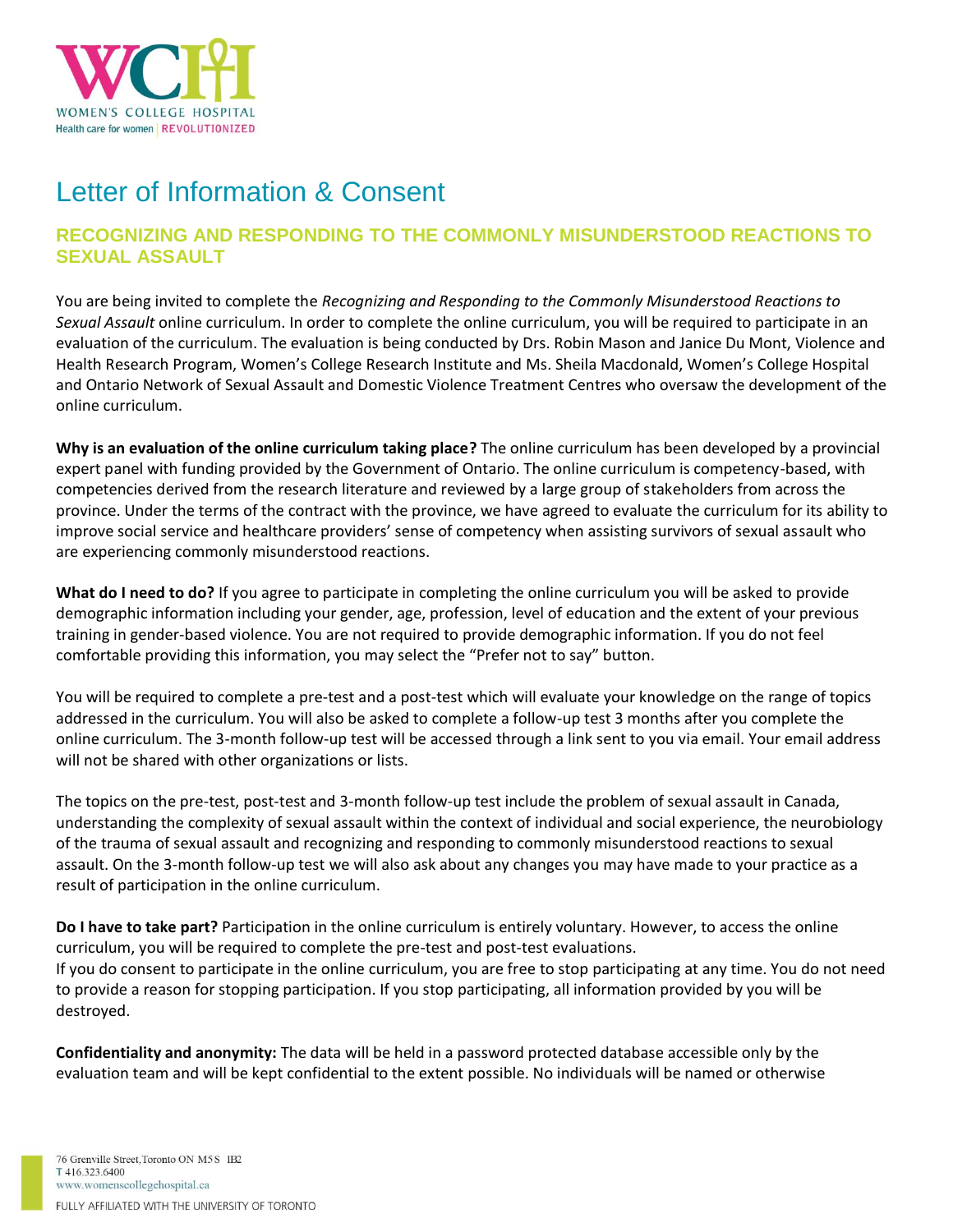# Letter of Information & Consent

## RECOGNIZING AND RESPONDING TO THE COMMONLY MISUNDERSTOOD REACTIONS TO SEXUAL ASSAULT

You are being invited to complete the *Recognizing and Responding to the Commonly Misunderstood Reactions to Sexual Assault* online curriculum. In order to complete the online curriculum, you will be required to participate in an evaluation of the curriculum. The evaluation is being conducted by Drs. Robin Mason and Janice Du Mont, Violence and Health Research Program, Women's College Research Institute and Ms. Sheila Macdonald, Women's College Hospital and Ontario Network of Sexual Assault and Domestic Violence Treatment Centres who oversaw the development of the online curriculum.

**Why is an evaluation of the online curriculum taking place?** The online curriculum has been developed by a provincial expert panel with funding provided by the Government of Ontario. The online curriculum is competency-based, with competencies derived from the research literature and reviewed by a large group of stakeholders from across the province. Under the terms of the contract with the province, we have agreed to evaluate the curriculum for its ability to improve social service and healthcare providers' sense of competency when assisting survivors of sexual assault who are experiencing commonly misunderstood reactions.

**What do I need to do?** If you agree to participate in completing the online curriculum you will be asked to provide demographic information including your gender, age, profession, level of education and the extent of your previous training in gender-based violence. You are not required to provide demographic information. If you do not feel comfortable providing this information, you may select the "Prefer not to say" button.

You will be required to complete a pre-test and a post-test which will evaluate your knowledge on the range of topics addressed in the curriculum. You will also be asked to complete a follow-up test 3 months after you complete the online curriculum. The 3-month follow-up test will be accessed through a link sent to you via email. Your email address will not be shared with other organizations or lists.

The topics on the pre-test, post-test and 3-month follow-up test include the problem of sexual assault in Canada, understanding the complexity of sexual assault within the context of individual and social experience, the neurobiology of the trauma of sexual assault and recognizing and responding to commonly misunderstood reactions to sexual assault. On the 3-month follow-up test we will also ask about any changes you may have made to your practice as a result of participation in the online curriculum.

**Do I have to take part?** Participation in the online curriculum is entirely voluntary. However, to access the online curriculum, you will be required to complete the pre-test and post-test evaluations.
If you do consent to participate in the online curriculum, you are free to stop participating at any time. You do not need to provide a reason for stopping participation. If you stop participating, all information provided by you will be destroyed.

**Confidentiality and anonymity:** The data will be held in a password protected database accessible only by the evaluation team and will be kept confidential to the extent possible. No individuals will be named or otherwise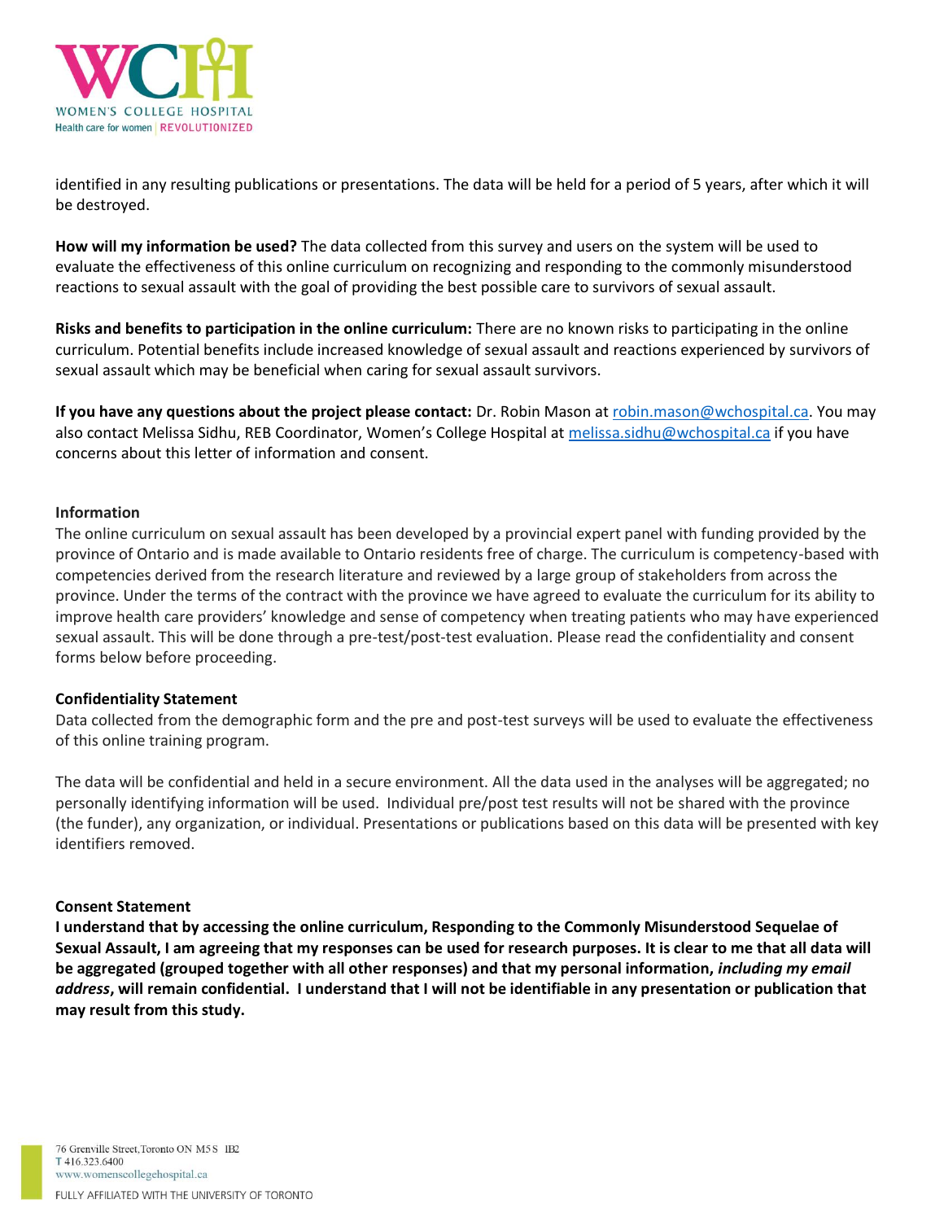identified in any resulting publications or presentations. The data will be held for a period of 5 years, after which it will be destroyed.

**How will my information be used?** The data collected from this survey and users on the system will be used to evaluate the effectiveness of this online curriculum on recognizing and responding to the commonly misunderstood reactions to sexual assault with the goal of providing the best possible care to survivors of sexual assault.

**Risks and benefits to participation in the online curriculum:** There are no known risks to participating in the online curriculum. Potential benefits include increased knowledge of sexual assault and reactions experienced by survivors of sexual assault which may be beneficial when caring for sexual assault survivors.

**If you have any questions about the project please contact:** Dr. Robin Mason at robin.mason@wchospital.ca. You may also contact Melissa Sidhu, REB Coordinator, Women's College Hospital at melissa.sidhu@wchospital.ca if you have concerns about this letter of information and consent.

### Information

The online curriculum on sexual assault has been developed by a provincial expert panel with funding provided by the province of Ontario and is made available to Ontario residents free of charge. The curriculum is competency-based with competencies derived from the research literature and reviewed by a large group of stakeholders from across the province. Under the terms of the contract with the province we have agreed to evaluate the curriculum for its ability to improve health care providers' knowledge and sense of competency when treating patients who may have experienced sexual assault. This will be done through a pre-test/post-test evaluation. Please read the confidentiality and consent forms below before proceeding.

### Confidentiality Statement

Data collected from the demographic form and the pre and post-test surveys will be used to evaluate the effectiveness of this online training program.

The data will be confidential and held in a secure environment. All the data used in the analyses will be aggregated; no personally identifying information will be used. Individual pre/post test results will not be shared with the province (the funder), any organization, or individual. Presentations or publications based on this data will be presented with key identifiers removed.

### Consent Statement

**I understand that by accessing the online curriculum, Responding to the Commonly Misunderstood Sequelae of Sexual Assault, I am agreeing that my responses can be used for research purposes. It is clear to me that all data will be aggregated (grouped together with all other responses) and that my personal information, *including my email address*, will remain confidential. I understand that I will not be identifiable in any presentation or publication that may result from this study.**